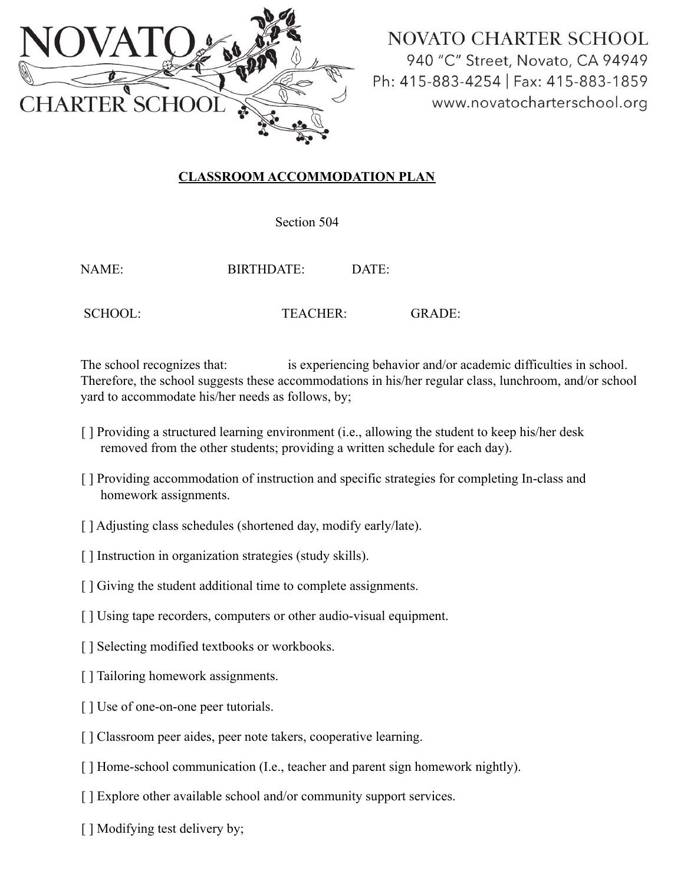NOVATO CHARTER SCHOOL
940 "C" Street, Novato, CA 94949
Ph: 415-883-4254 | Fax: 415-883-1859
www.novatocharterschool.org

## CLASSROOM ACCOMMODATION PLAN

Section 504

NAME: BIRTHDATE: DATE:

SCHOOL: TEACHER: GRADE:

The school recognizes that: is experiencing behavior and/or academic difficulties in school. Therefore, the school suggests these accommodations in his/her regular class, lunchroom, and/or school yard to accommodate his/her needs as follows, by;

[ ] Providing a structured learning environment (i.e., allowing the student to keep his/her desk removed from the other students; providing a written schedule for each day).

[ ] Providing accommodation of instruction and specific strategies for completing In-class and homework assignments.

[ ] Adjusting class schedules (shortened day, modify early/late).

[ ] Instruction in organization strategies (study skills).

[ ] Giving the student additional time to complete assignments.

[ ] Using tape recorders, computers or other audio-visual equipment.

[ ] Selecting modified textbooks or workbooks.

[ ] Tailoring homework assignments.

[ ] Use of one-on-one peer tutorials.

[ ] Classroom peer aides, peer note takers, cooperative learning.

[ ] Home-school communication (I.e., teacher and parent sign homework nightly).

[ ] Explore other available school and/or community support services.

[ ] Modifying test delivery by;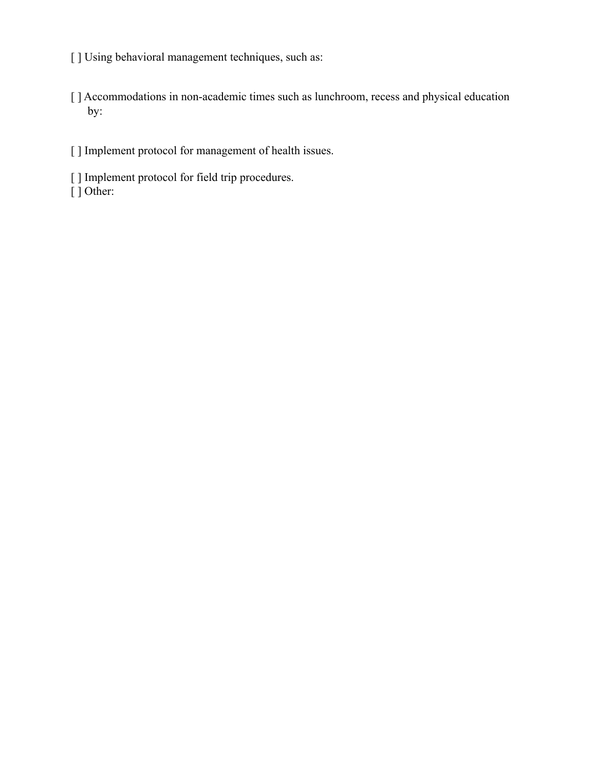[ ] Using behavioral management techniques, such as:

[ ] Accommodations in non-academic times such as lunchroom, recess and physical education by:

[ ] Implement protocol for management of health issues.

[ ] Implement protocol for field trip procedures.

[ ] Other: